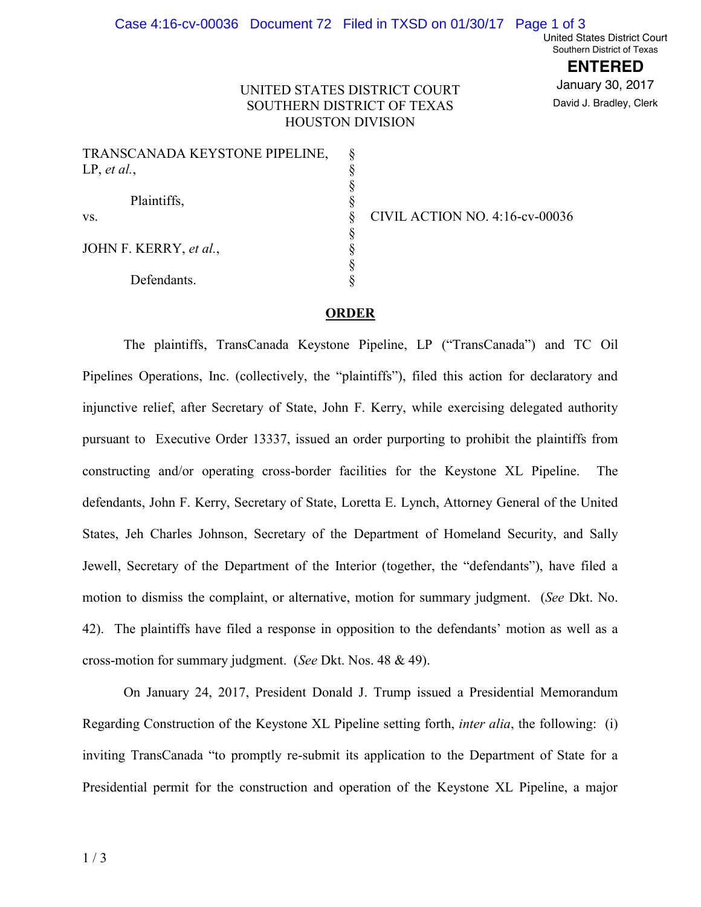UNITED STATES DISTRICT COURT
SOUTHERN DISTRICT OF TEXAS
HOUSTON DIVISION

TRANSCANADA KEYSTONE PIPELINE, LP, *et al.*,

Plaintiffs,

vs.

JOHN F. KERRY, *et al.*,

Defendants.

CIVIL ACTION NO. 4:16-cv-00036

## ORDER

The plaintiffs, TransCanada Keystone Pipeline, LP ("TransCanada") and TC Oil Pipelines Operations, Inc. (collectively, the "plaintiffs"), filed this action for declaratory and injunctive relief, after Secretary of State, John F. Kerry, while exercising delegated authority pursuant to Executive Order 13337, issued an order purporting to prohibit the plaintiffs from constructing and/or operating cross-border facilities for the Keystone XL Pipeline. The defendants, John F. Kerry, Secretary of State, Loretta E. Lynch, Attorney General of the United States, Jeh Charles Johnson, Secretary of the Department of Homeland Security, and Sally Jewell, Secretary of the Department of the Interior (together, the "defendants"), have filed a motion to dismiss the complaint, or alternative, motion for summary judgment. (*See* Dkt. No. 42). The plaintiffs have filed a response in opposition to the defendants' motion as well as a cross-motion for summary judgment. (*See* Dkt. Nos. 48 & 49).

On January 24, 2017, President Donald J. Trump issued a Presidential Memorandum Regarding Construction of the Keystone XL Pipeline setting forth, *inter alia*, the following: (i) inviting TransCanada "to promptly re-submit its application to the Department of State for a Presidential permit for the construction and operation of the Keystone XL Pipeline, a major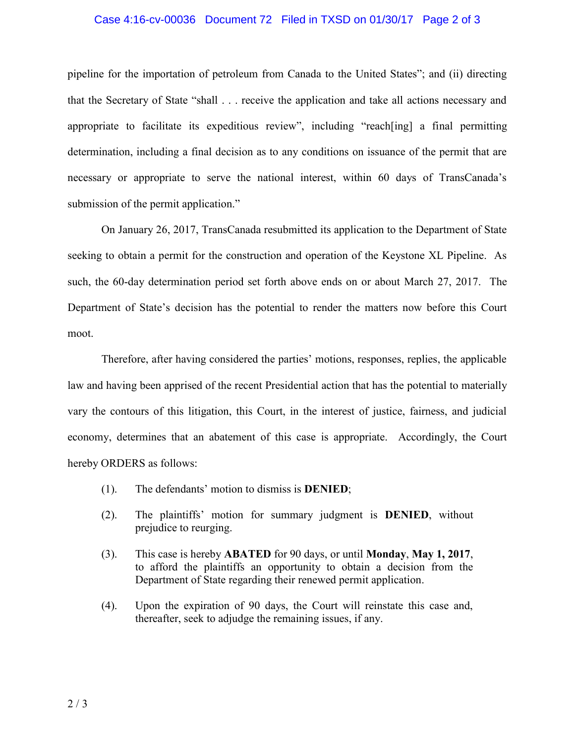pipeline for the importation of petroleum from Canada to the United States"; and (ii) directing that the Secretary of State "shall . . . receive the application and take all actions necessary and appropriate to facilitate its expeditious review", including "reach[ing] a final permitting determination, including a final decision as to any conditions on issuance of the permit that are necessary or appropriate to serve the national interest, within 60 days of TransCanada's submission of the permit application."

On January 26, 2017, TransCanada resubmitted its application to the Department of State seeking to obtain a permit for the construction and operation of the Keystone XL Pipeline. As such, the 60-day determination period set forth above ends on or about March 27, 2017. The Department of State's decision has the potential to render the matters now before this Court moot.

Therefore, after having considered the parties' motions, responses, replies, the applicable law and having been apprised of the recent Presidential action that has the potential to materially vary the contours of this litigation, this Court, in the interest of justice, fairness, and judicial economy, determines that an abatement of this case is appropriate. Accordingly, the Court hereby ORDERS as follows:

(1). The defendants' motion to dismiss is **DENIED**;

(2). The plaintiffs' motion for summary judgment is **DENIED**, without prejudice to reurging.

(3). This case is hereby **ABATED** for 90 days, or until **Monday**, **May 1, 2017**, to afford the plaintiffs an opportunity to obtain a decision from the Department of State regarding their renewed permit application.

(4). Upon the expiration of 90 days, the Court will reinstate this case and, thereafter, seek to adjudge the remaining issues, if any.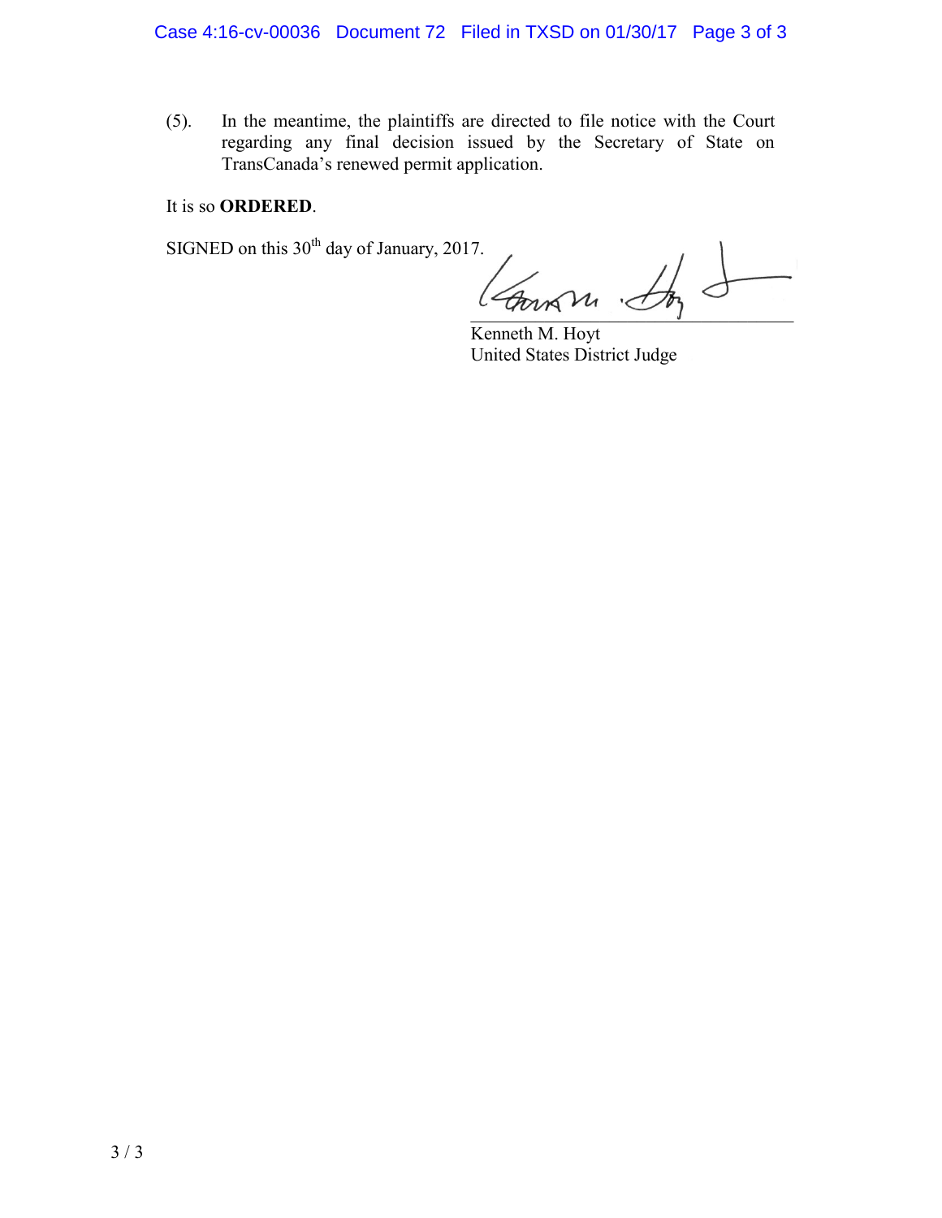(5). In the meantime, the plaintiffs are directed to file notice with the Court regarding any final decision issued by the Secretary of State on TransCanada's renewed permit application.

It is so **ORDERED**.

SIGNED on this 30th day of January, 2017.

Kenneth M. Hoyt
United States District Judge